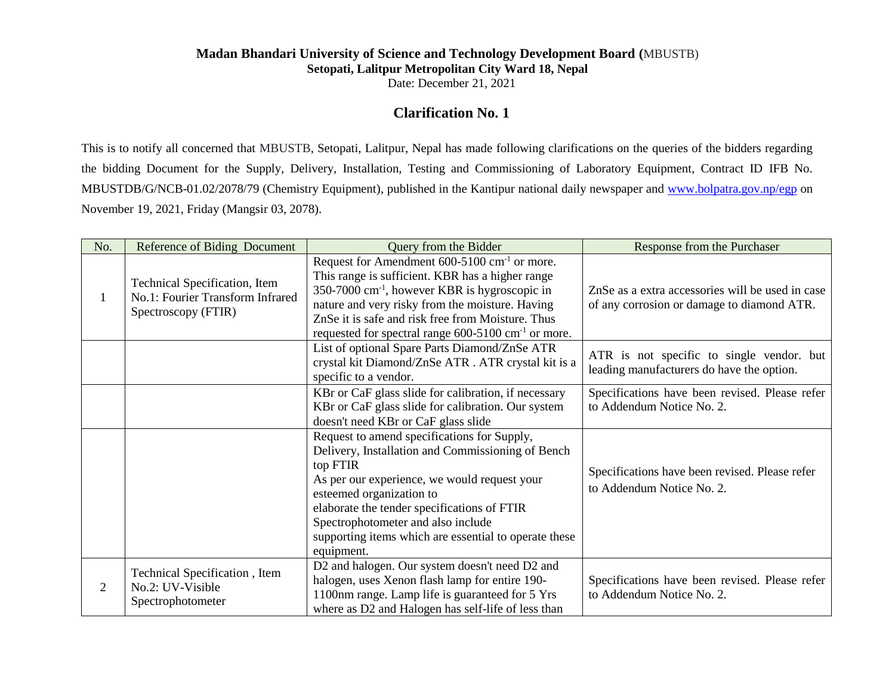**Madan Bhandari University of Science and Technology Development Board (**MBUSTB)
**Setopati, Lalitpur Metropolitan City Ward 18, Nepal**
Date: December 21, 2021

## Clarification No. 1

This is to notify all concerned that MBUSTB, Setopati, Lalitpur, Nepal has made following clarifications on the queries of the bidders regarding the bidding Document for the Supply, Delivery, Installation, Testing and Commissioning of Laboratory Equipment, Contract ID IFB No. MBUSTDB/G/NCB-01.02/2078/79 (Chemistry Equipment), published in the Kantipur national daily newspaper and www.bolpatra.gov.np/egp on November 19, 2021, Friday (Mangsir 03, 2078).

| No. | Reference of Biding Document | Query from the Bidder | Response from the Purchaser |
|---|---|---|---|
| 1 | Technical Specification, Item No.1: Fourier Transform Infrared Spectroscopy (FTIR) | Request for Amendment 600-5100 $cm^{-1}$ or more. This range is sufficient. KBR has a higher range 350-7000 $cm^{-1}$, however KBR is hygroscopic in nature and very risky from the moisture. Having ZnSe it is safe and risk free from Moisture. Thus requested for spectral range 600-5100 $cm^{-1}$ or more. | ZnSe as a extra accessories will be used in case of any corrosion or damage to diamond ATR. |
| | | List of optional Spare Parts Diamond/ZnSe ATR crystal kit Diamond/ZnSe ATR . ATR crystal kit is a specific to a vendor. | ATR is not specific to single vendor. but leading manufacturers do have the option. |
| | | KBr or CaF glass slide for calibration, if necessary KBr or CaF glass slide for calibration. Our system doesn't need KBr or CaF glass slide | Specifications have been revised. Please refer to Addendum Notice No. 2. |
| | | Request to amend specifications for Supply, Delivery, Installation and Commissioning of Bench top FTIR<br>As per our experience, we would request your esteemed organization to<br>elaborate the tender specifications of FTIR Spectrophotometer and also include<br>supporting items which are essential to operate these equipment. | Specifications have been revised. Please refer to Addendum Notice No. 2. |
| 2 | Technical Specification , Item No.2: UV-Visible Spectrophotometer | D2 and halogen. Our system doesn't need D2 and halogen, uses Xenon flash lamp for entire 190-1100nm range. Lamp life is guaranteed for 5 Yrs where as D2 and Halogen has self-life of less than | Specifications have been revised. Please refer to Addendum Notice No. 2. |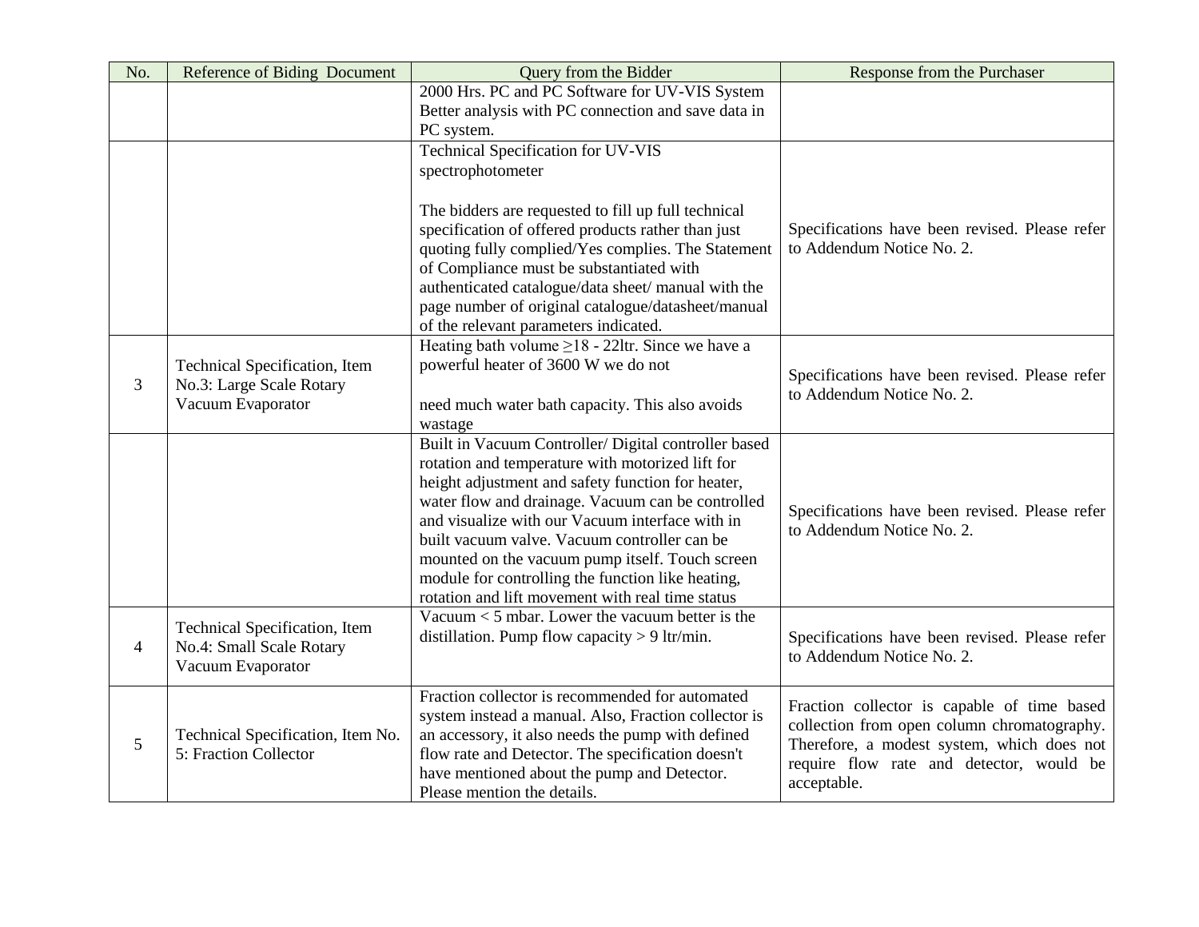| No. | Reference of Biding Document | Query from the Bidder | Response from the Purchaser |
| --- | --- | --- | --- |
| | | 2000 Hrs. PC and PC Software for UV-VIS System Better analysis with PC connection and save data in PC system. | |
| | | Technical Specification for UV-VIS spectrophotometer<br><br>The bidders are requested to fill up full technical specification of offered products rather than just quoting fully complied/Yes complies. The Statement of Compliance must be substantiated with authenticated catalogue/data sheet/ manual with the page number of original catalogue/datasheet/manual of the relevant parameters indicated. | Specifications have been revised. Please refer to Addendum Notice No. 2. |
| 3 | Technical Specification, Item No.3: Large Scale Rotary Vacuum Evaporator | Heating bath volume ≥18 - 22ltr. Since we have a powerful heater of 3600 W we do not<br><br>need much water bath capacity. This also avoids wastage | Specifications have been revised. Please refer to Addendum Notice No. 2. |
| | | Built in Vacuum Controller/ Digital controller based rotation and temperature with motorized lift for height adjustment and safety function for heater, water flow and drainage. Vacuum can be controlled and visualize with our Vacuum interface with in built vacuum valve. Vacuum controller can be mounted on the vacuum pump itself. Touch screen module for controlling the function like heating, rotation and lift movement with real time status | Specifications have been revised. Please refer to Addendum Notice No. 2. |
| 4 | Technical Specification, Item No.4: Small Scale Rotary Vacuum Evaporator | Vacuum < 5 mbar. Lower the vacuum better is the distillation. Pump flow capacity > 9 ltr/min. | Specifications have been revised. Please refer to Addendum Notice No. 2. |
| 5 | Technical Specification, Item No. 5: Fraction Collector | Fraction collector is recommended for automated system instead a manual. Also, Fraction collector is an accessory, it also needs the pump with defined flow rate and Detector. The specification doesn't have mentioned about the pump and Detector. Please mention the details. | Fraction collector is capable of time based collection from open column chromatography. Therefore, a modest system, which does not require flow rate and detector, would be acceptable. |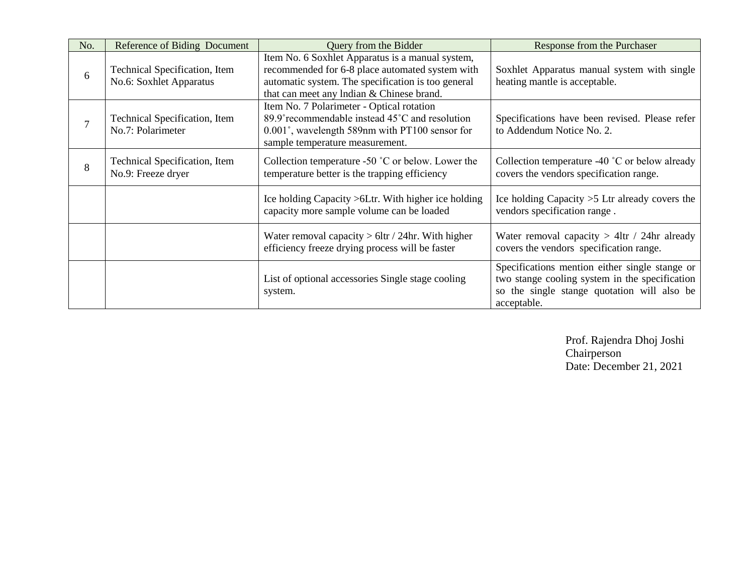| No. | Reference of Biding Document | Query from the Bidder | Response from the Purchaser |
| --- | --- | --- | --- |
| 6 | Technical Specification, Item No.6: Soxhlet Apparatus | Item No. 6 Soxhlet Apparatus is a manual system, recommended for 6-8 place automated system with automatic system. The specification is too general that can meet any lndian & Chinese brand. | Soxhlet Apparatus manual system with single heating mantle is acceptable. |
| 7 | Technical Specification, Item No.7: Polarimeter | Item No. 7 Polarimeter - Optical rotation 89.9˚recommendable instead 45˚C and resolution 0.001˚, wavelength 589nm with PT100 sensor for sample temperature measurement. | Specifications have been revised. Please refer to Addendum Notice No. 2. |
| 8 | Technical Specification, Item No.9: Freeze dryer | Collection temperature -50 ˚C or below. Lower the temperature better is the trapping efficiency | Collection temperature -40 ˚C or below already covers the vendors specification range. |
| | | Ice holding Capacity >6Ltr. With higher ice holding capacity more sample volume can be loaded | Ice holding Capacity >5 Ltr already covers the vendors specification range . |
| | | Water removal capacity > 6ltr / 24hr. With higher efficiency freeze drying process will be faster | Water removal capacity > 4ltr / 24hr already covers the vendors specification range. |
| | | List of optional accessories Single stage cooling system. | Specifications mention either single stange or two stange cooling system in the specification so the single stange quotation will also be acceptable. |

Prof. Rajendra Dhoj Joshi
Chairperson
Date: December 21, 2021